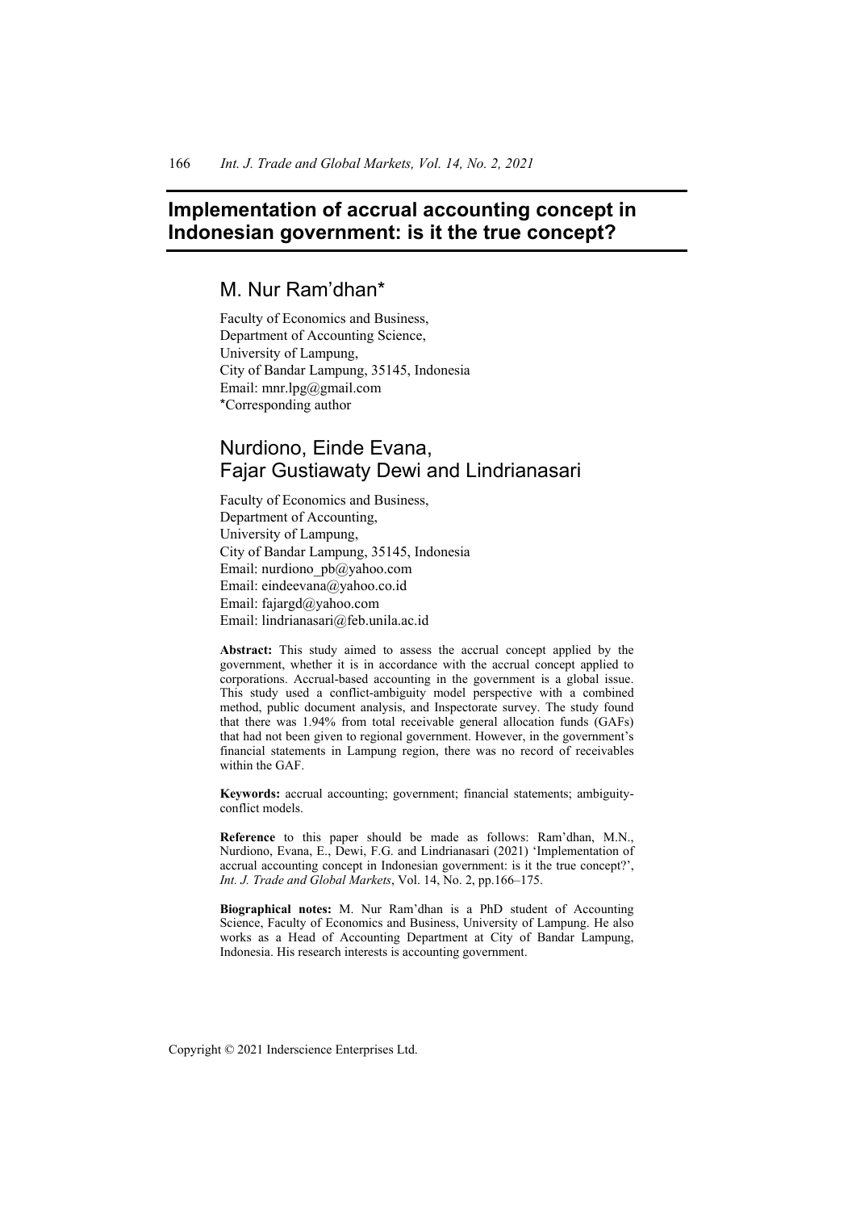# Implementation of accrual accounting concept in Indonesian government: is it the true concept?

## M. Nur Ram'dhan*

Faculty of Economics and Business,
Department of Accounting Science,
University of Lampung,
City of Bandar Lampung, 35145, Indonesia
Email: mnr.lpg@gmail.com
*Corresponding author

## Nurdiono, Einde Evana, Fajar Gustiawaty Dewi and Lindrianasari

Faculty of Economics and Business,
Department of Accounting,
University of Lampung,
City of Bandar Lampung, 35145, Indonesia
Email: nurdiono_pb@yahoo.com
Email: eindeevana@yahoo.co.id
Email: fajargd@yahoo.com
Email: lindrianasari@feb.unila.ac.id

**Abstract:** This study aimed to assess the accrual concept applied by the government, whether it is in accordance with the accrual concept applied to corporations. Accrual-based accounting in the government is a global issue. This study used a conflict-ambiguity model perspective with a combined method, public document analysis, and Inspectorate survey. The study found that there was 1.94% from total receivable general allocation funds (GAFs) that had not been given to regional government. However, in the government's financial statements in Lampung region, there was no record of receivables within the GAF.

**Keywords:** accrual accounting; government; financial statements; ambiguity-conflict models.

**Reference** to this paper should be made as follows: Ram'dhan, M.N., Nurdiono, Evana, E., Dewi, F.G. and Lindrianasari (2021) 'Implementation of accrual accounting concept in Indonesian government: is it the true concept?', *Int. J. Trade and Global Markets*, Vol. 14, No. 2, pp.166–175.

**Biographical notes:** M. Nur Ram'dhan is a PhD student of Accounting Science, Faculty of Economics and Business, University of Lampung. He also works as a Head of Accounting Department at City of Bandar Lampung, Indonesia. His research interests is accounting government.

Copyright © 2021 Inderscience Enterprises Ltd.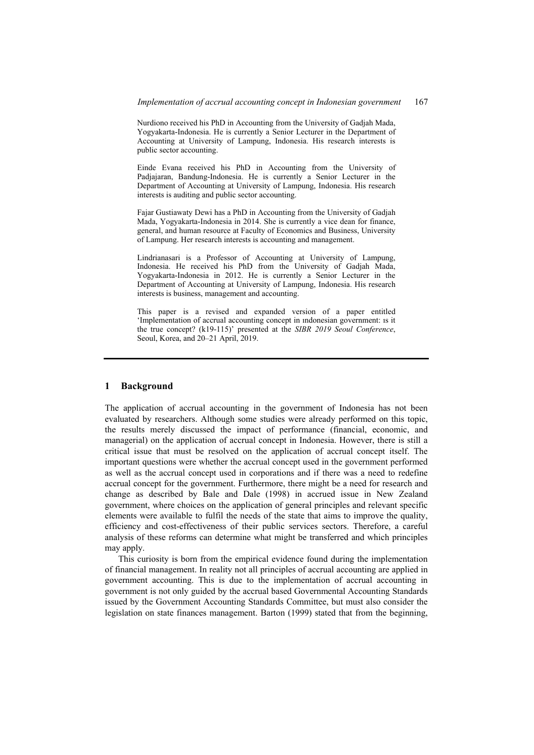Nurdiono received his PhD in Accounting from the University of Gadjah Mada, Yogyakarta-Indonesia. He is currently a Senior Lecturer in the Department of Accounting at University of Lampung, Indonesia. His research interests is public sector accounting.

Einde Evana received his PhD in Accounting from the University of Padjajaran, Bandung-Indonesia. He is currently a Senior Lecturer in the Department of Accounting at University of Lampung, Indonesia. His research interests is auditing and public sector accounting.

Fajar Gustiawaty Dewi has a PhD in Accounting from the University of Gadjah Mada, Yogyakarta-Indonesia in 2014. She is currently a vice dean for finance, general, and human resource at Faculty of Economics and Business, University of Lampung. Her research interests is accounting and management.

Lindrianasari is a Professor of Accounting at University of Lampung, Indonesia. He received his PhD from the University of Gadjah Mada, Yogyakarta-Indonesia in 2012. He is currently a Senior Lecturer in the Department of Accounting at University of Lampung, Indonesia. His research interests is business, management and accounting.

This paper is a revised and expanded version of a paper entitled 'Implementation of accrual accounting concept in ındonesian government: ıs it the true concept? (k19-115)' presented at the *SIBR 2019 Seoul Conference*, Seoul, Korea, and 20–21 April, 2019.

## 1 Background

The application of accrual accounting in the government of Indonesia has not been evaluated by researchers. Although some studies were already performed on this topic, the results merely discussed the impact of performance (financial, economic, and managerial) on the application of accrual concept in Indonesia. However, there is still a critical issue that must be resolved on the application of accrual concept itself. The important questions were whether the accrual concept used in the government performed as well as the accrual concept used in corporations and if there was a need to redefine accrual concept for the government. Furthermore, there might be a need for research and change as described by Bale and Dale (1998) in accrued issue in New Zealand government, where choices on the application of general principles and relevant specific elements were available to fulfil the needs of the state that aims to improve the quality, efficiency and cost-effectiveness of their public services sectors. Therefore, a careful analysis of these reforms can determine what might be transferred and which principles may apply.

This curiosity is born from the empirical evidence found during the implementation of financial management. In reality not all principles of accrual accounting are applied in government accounting. This is due to the implementation of accrual accounting in government is not only guided by the accrual based Governmental Accounting Standards issued by the Government Accounting Standards Committee, but must also consider the legislation on state finances management. Barton (1999) stated that from the beginning,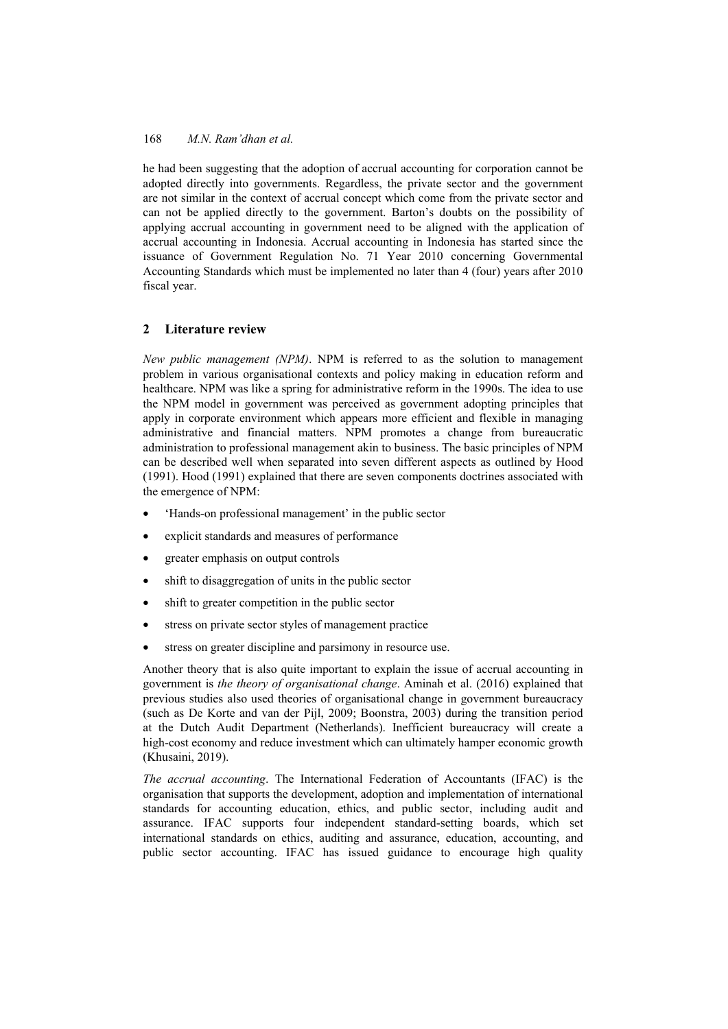he had been suggesting that the adoption of accrual accounting for corporation cannot be adopted directly into governments. Regardless, the private sector and the government are not similar in the context of accrual concept which come from the private sector and can not be applied directly to the government. Barton's doubts on the possibility of applying accrual accounting in government need to be aligned with the application of accrual accounting in Indonesia. Accrual accounting in Indonesia has started since the issuance of Government Regulation No. 71 Year 2010 concerning Governmental Accounting Standards which must be implemented no later than 4 (four) years after 2010 fiscal year.

## 2 Literature review

*New public management (NPM)*. NPM is referred to as the solution to management problem in various organisational contexts and policy making in education reform and healthcare. NPM was like a spring for administrative reform in the 1990s. The idea to use the NPM model in government was perceived as government adopting principles that apply in corporate environment which appears more efficient and flexible in managing administrative and financial matters. NPM promotes a change from bureaucratic administration to professional management akin to business. The basic principles of NPM can be described well when separated into seven different aspects as outlined by Hood (1991). Hood (1991) explained that there are seven components doctrines associated with the emergence of NPM:

- 'Hands-on professional management' in the public sector
- explicit standards and measures of performance
- greater emphasis on output controls
- shift to disaggregation of units in the public sector
- shift to greater competition in the public sector
- stress on private sector styles of management practice
- stress on greater discipline and parsimony in resource use.

Another theory that is also quite important to explain the issue of accrual accounting in government is *the theory of organisational change*. Aminah et al. (2016) explained that previous studies also used theories of organisational change in government bureaucracy (such as De Korte and van der Pijl, 2009; Boonstra, 2003) during the transition period at the Dutch Audit Department (Netherlands). Inefficient bureaucracy will create a high-cost economy and reduce investment which can ultimately hamper economic growth (Khusaini, 2019).

*The accrual accounting*. The International Federation of Accountants (IFAC) is the organisation that supports the development, adoption and implementation of international standards for accounting education, ethics, and public sector, including audit and assurance. IFAC supports four independent standard-setting boards, which set international standards on ethics, auditing and assurance, education, accounting, and public sector accounting. IFAC has issued guidance to encourage high quality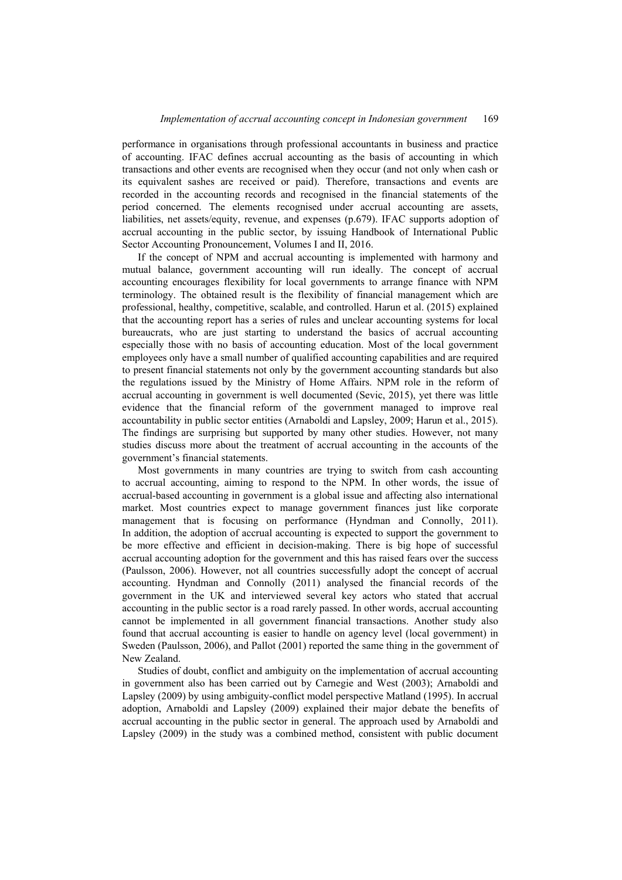performance in organisations through professional accountants in business and practice of accounting. IFAC defines accrual accounting as the basis of accounting in which transactions and other events are recognised when they occur (and not only when cash or its equivalent sashes are received or paid). Therefore, transactions and events are recorded in the accounting records and recognised in the financial statements of the period concerned. The elements recognised under accrual accounting are assets, liabilities, net assets/equity, revenue, and expenses (p.679). IFAC supports adoption of accrual accounting in the public sector, by issuing Handbook of International Public Sector Accounting Pronouncement, Volumes I and II, 2016.

If the concept of NPM and accrual accounting is implemented with harmony and mutual balance, government accounting will run ideally. The concept of accrual accounting encourages flexibility for local governments to arrange finance with NPM terminology. The obtained result is the flexibility of financial management which are professional, healthy, competitive, scalable, and controlled. Harun et al. (2015) explained that the accounting report has a series of rules and unclear accounting systems for local bureaucrats, who are just starting to understand the basics of accrual accounting especially those with no basis of accounting education. Most of the local government employees only have a small number of qualified accounting capabilities and are required to present financial statements not only by the government accounting standards but also the regulations issued by the Ministry of Home Affairs. NPM role in the reform of accrual accounting in government is well documented (Sevic, 2015), yet there was little evidence that the financial reform of the government managed to improve real accountability in public sector entities (Arnaboldi and Lapsley, 2009; Harun et al., 2015). The findings are surprising but supported by many other studies. However, not many studies discuss more about the treatment of accrual accounting in the accounts of the government's financial statements.

Most governments in many countries are trying to switch from cash accounting to accrual accounting, aiming to respond to the NPM. In other words, the issue of accrual-based accounting in government is a global issue and affecting also international market. Most countries expect to manage government finances just like corporate management that is focusing on performance (Hyndman and Connolly, 2011). In addition, the adoption of accrual accounting is expected to support the government to be more effective and efficient in decision-making. There is big hope of successful accrual accounting adoption for the government and this has raised fears over the success (Paulsson, 2006). However, not all countries successfully adopt the concept of accrual accounting. Hyndman and Connolly (2011) analysed the financial records of the government in the UK and interviewed several key actors who stated that accrual accounting in the public sector is a road rarely passed. In other words, accrual accounting cannot be implemented in all government financial transactions. Another study also found that accrual accounting is easier to handle on agency level (local government) in Sweden (Paulsson, 2006), and Pallot (2001) reported the same thing in the government of New Zealand.

Studies of doubt, conflict and ambiguity on the implementation of accrual accounting in government also has been carried out by Carnegie and West (2003); Arnaboldi and Lapsley (2009) by using ambiguity-conflict model perspective Matland (1995). In accrual adoption, Arnaboldi and Lapsley (2009) explained their major debate the benefits of accrual accounting in the public sector in general. The approach used by Arnaboldi and Lapsley (2009) in the study was a combined method, consistent with public document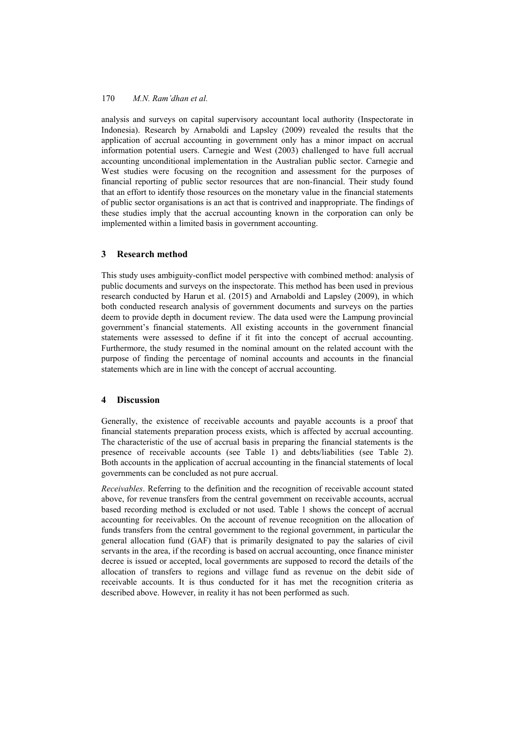analysis and surveys on capital supervisory accountant local authority (Inspectorate in Indonesia). Research by Arnaboldi and Lapsley (2009) revealed the results that the application of accrual accounting in government only has a minor impact on accrual information potential users. Carnegie and West (2003) challenged to have full accrual accounting unconditional implementation in the Australian public sector. Carnegie and West studies were focusing on the recognition and assessment for the purposes of financial reporting of public sector resources that are non-financial. Their study found that an effort to identify those resources on the monetary value in the financial statements of public sector organisations is an act that is contrived and inappropriate. The findings of these studies imply that the accrual accounting known in the corporation can only be implemented within a limited basis in government accounting.

## 3 Research method

This study uses ambiguity-conflict model perspective with combined method: analysis of public documents and surveys on the inspectorate. This method has been used in previous research conducted by Harun et al. (2015) and Arnaboldi and Lapsley (2009), in which both conducted research analysis of government documents and surveys on the parties deem to provide depth in document review. The data used were the Lampung provincial government's financial statements. All existing accounts in the government financial statements were assessed to define if it fit into the concept of accrual accounting. Furthermore, the study resumed in the nominal amount on the related account with the purpose of finding the percentage of nominal accounts and accounts in the financial statements which are in line with the concept of accrual accounting.

## 4 Discussion

Generally, the existence of receivable accounts and payable accounts is a proof that financial statements preparation process exists, which is affected by accrual accounting. The characteristic of the use of accrual basis in preparing the financial statements is the presence of receivable accounts (see Table 1) and debts/liabilities (see Table 2). Both accounts in the application of accrual accounting in the financial statements of local governments can be concluded as not pure accrual.

*Receivables*. Referring to the definition and the recognition of receivable account stated above, for revenue transfers from the central government on receivable accounts, accrual based recording method is excluded or not used. Table 1 shows the concept of accrual accounting for receivables. On the account of revenue recognition on the allocation of funds transfers from the central government to the regional government, in particular the general allocation fund (GAF) that is primarily designated to pay the salaries of civil servants in the area, if the recording is based on accrual accounting, once finance minister decree is issued or accepted, local governments are supposed to record the details of the allocation of transfers to regions and village fund as revenue on the debit side of receivable accounts. It is thus conducted for it has met the recognition criteria as described above. However, in reality it has not been performed as such.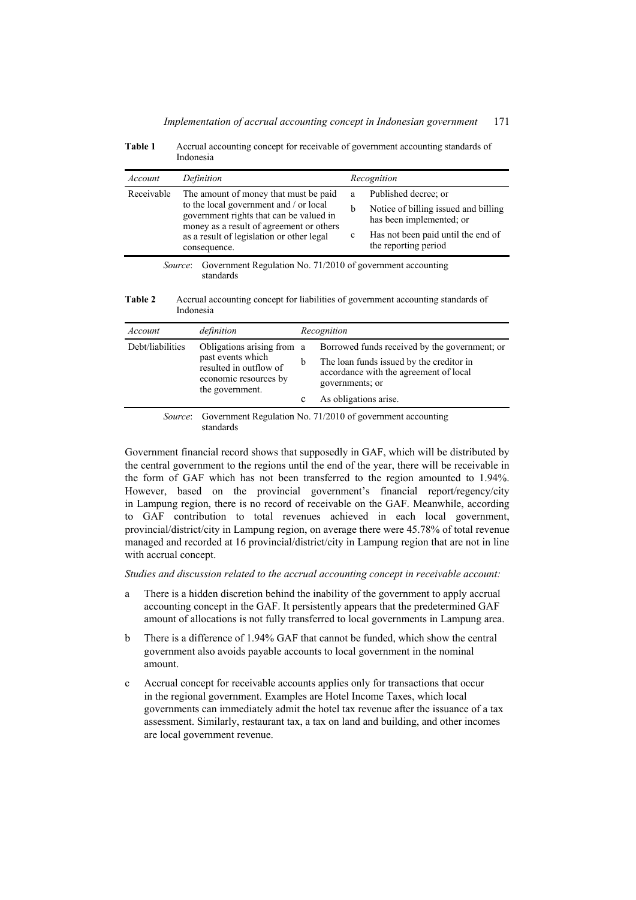**Table 1** Accrual accounting concept for receivable of government accounting standards of Indonesia

| *Account* | *Definition* | *Recognition* |
|---|---|---|
| Receivable | The amount of money that must be paid to the local government and / or local government rights that can be valued in money as a result of agreement or others as a result of legislation or other legal consequence. | a Published decree; or<br>b Notice of billing issued and billing has been implemented; or<br>c Has not been paid until the end of the reporting period |

*Source*: Government Regulation No. 71/2010 of government accounting standards

**Table 2** Accrual accounting concept for liabilities of government accounting standards of Indonesia

| *Account* | *definition* | *Recognition* |
|---|---|---|
| Debt/liabilities | Obligations arising from past events which resulted in outflow of economic resources by the government. | a Borrowed funds received by the government; or<br>b The loan funds issued by the creditor in accordance with the agreement of local governments; or<br>c As obligations arise. |

*Source*: Government Regulation No. 71/2010 of government accounting standards

Government financial record shows that supposedly in GAF, which will be distributed by the central government to the regions until the end of the year, there will be receivable in the form of GAF which has not been transferred to the region amounted to 1.94%. However, based on the provincial government's financial report/regency/city in Lampung region, there is no record of receivable on the GAF. Meanwhile, according to GAF contribution to total revenues achieved in each local government, provincial/district/city in Lampung region, on average there were 45.78% of total revenue managed and recorded at 16 provincial/district/city in Lampung region that are not in line with accrual concept.

*Studies and discussion related to the accrual accounting concept in receivable account:*

a There is a hidden discretion behind the inability of the government to apply accrual accounting concept in the GAF. It persistently appears that the predetermined GAF amount of allocations is not fully transferred to local governments in Lampung area.

b There is a difference of 1.94% GAF that cannot be funded, which show the central government also avoids payable accounts to local government in the nominal amount.

c Accrual concept for receivable accounts applies only for transactions that occur in the regional government. Examples are Hotel Income Taxes, which local governments can immediately admit the hotel tax revenue after the issuance of a tax assessment. Similarly, restaurant tax, a tax on land and building, and other incomes are local government revenue.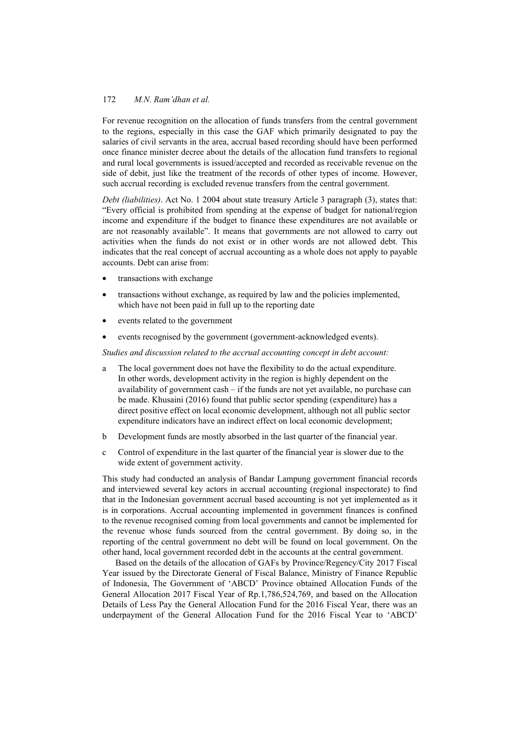For revenue recognition on the allocation of funds transfers from the central government to the regions, especially in this case the GAF which primarily designated to pay the salaries of civil servants in the area, accrual based recording should have been performed once finance minister decree about the details of the allocation fund transfers to regional and rural local governments is issued/accepted and recorded as receivable revenue on the side of debit, just like the treatment of the records of other types of income. However, such accrual recording is excluded revenue transfers from the central government.

*Debt (liabilities)*. Act No. 1 2004 about state treasury Article 3 paragraph (3), states that: "Every official is prohibited from spending at the expense of budget for national/region income and expenditure if the budget to finance these expenditures are not available or are not reasonably available". It means that governments are not allowed to carry out activities when the funds do not exist or in other words are not allowed debt. This indicates that the real concept of accrual accounting as a whole does not apply to payable accounts. Debt can arise from:

- transactions with exchange
- transactions without exchange, as required by law and the policies implemented, which have not been paid in full up to the reporting date
- events related to the government
- events recognised by the government (government-acknowledged events).

*Studies and discussion related to the accrual accounting concept in debt account:*

a The local government does not have the flexibility to do the actual expenditure. In other words, development activity in the region is highly dependent on the availability of government cash – if the funds are not yet available, no purchase can be made. Khusaini (2016) found that public sector spending (expenditure) has a direct positive effect on local economic development, although not all public sector expenditure indicators have an indirect effect on local economic development;

b Development funds are mostly absorbed in the last quarter of the financial year.

c Control of expenditure in the last quarter of the financial year is slower due to the wide extent of government activity.

This study had conducted an analysis of Bandar Lampung government financial records and interviewed several key actors in accrual accounting (regional inspectorate) to find that in the Indonesian government accrual based accounting is not yet implemented as it is in corporations. Accrual accounting implemented in government finances is confined to the revenue recognised coming from local governments and cannot be implemented for the revenue whose funds sourced from the central government. By doing so, in the reporting of the central government no debt will be found on local government. On the other hand, local government recorded debt in the accounts at the central government.

Based on the details of the allocation of GAFs by Province/Regency/City 2017 Fiscal Year issued by the Directorate General of Fiscal Balance, Ministry of Finance Republic of Indonesia, The Government of 'ABCD' Province obtained Allocation Funds of the General Allocation 2017 Fiscal Year of Rp.1,786,524,769, and based on the Allocation Details of Less Pay the General Allocation Fund for the 2016 Fiscal Year, there was an underpayment of the General Allocation Fund for the 2016 Fiscal Year to 'ABCD'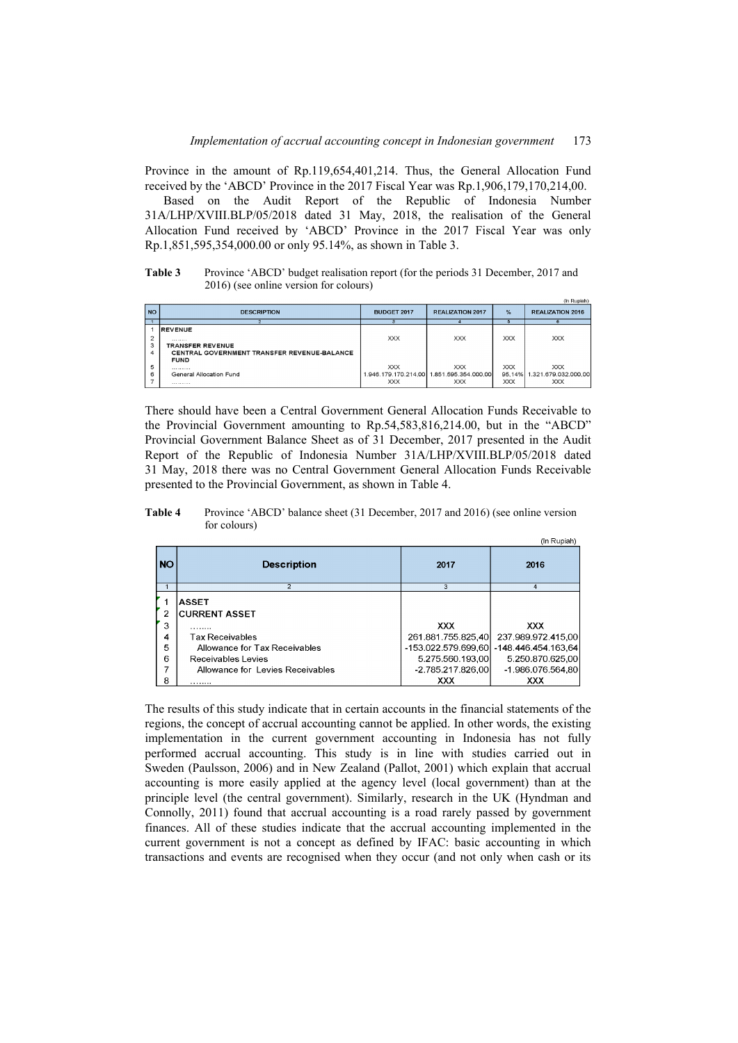Province in the amount of Rp.119,654,401,214. Thus, the General Allocation Fund received by the 'ABCD' Province in the 2017 Fiscal Year was Rp.1,906,179,170,214,00.

Based on the Audit Report of the Republic of Indonesia Number 31A/LHP/XVIII.BLP/05/2018 dated 31 May, 2018, the realisation of the General Allocation Fund received by 'ABCD' Province in the 2017 Fiscal Year was only Rp.1,851,595,354,000.00 or only 95.14%, as shown in Table 3.

**Table 3** Province 'ABCD' budget realisation report (for the periods 31 December, 2017 and 2016) (see online version for colours)

(In Rupiah)

| NO | DESCRIPTION | BUDGET 2017 | REALIZATION 2017 | % | REALIZATION 2016 |
|---|---|---|---|---|---|
| 1 | 2 | 3 | 4 | 5 | 6 |
| 1 | REVENUE | | | | |
| 2 | ……… | XXX | XXX | XXX | XXX |
| 3 | TRANSFER REVENUE | | | | |
| 4 | CENTRAL GOVERNMENT TRANSFER REVENUE-BALANCE FUND | | | | |
| 5 | ……… | XXX | XXX | XXX | XXX |
| 6 | General Allocation Fund | 1.946.179.170.214,00 | 1.851.595.354.000,00 | 95,14% | 1.321.679.032.000,00 |
| 7 | ……… | XXX | XXX | XXX | XXX |

There should have been a Central Government General Allocation Funds Receivable to the Provincial Government amounting to Rp.54,583,816,214.00, but in the "ABCD" Provincial Government Balance Sheet as of 31 December, 2017 presented in the Audit Report of the Republic of Indonesia Number 31A/LHP/XVIII.BLP/05/2018 dated 31 May, 2018 there was no Central Government General Allocation Funds Receivable presented to the Provincial Government, as shown in Table 4.

**Table 4** Province 'ABCD' balance sheet (31 December, 2017 and 2016) (see online version for colours)

(In Rupiah)

| NO | Description | 2017 | 2016 |
|---|---|---|---|
| 1 | 2 | 3 | 4 |
| 1 | ASSET | | |
| 2 | CURRENT ASSET | | |
| 3 | …….. | XXX | XXX |
| 4 | Tax Receivables | 261.881.755.825,40 | 237.989.972.415,00 |
| 5 | Allowance for Tax Receivables | -153.022.579.699,60 | -148.446.454.163,64 |
| 6 | Receivables Levies | 5.275.560.193,00 | 5.250.870.625,00 |
| 7 | Allowance for Levies Receivables | -2.785.217.826,00 | -1.986.076.564,80 |
| 8 | …….. | XXX | XXX |

The results of this study indicate that in certain accounts in the financial statements of the regions, the concept of accrual accounting cannot be applied. In other words, the existing implementation in the current government accounting in Indonesia has not fully performed accrual accounting. This study is in line with studies carried out in Sweden (Paulsson, 2006) and in New Zealand (Pallot, 2001) which explain that accrual accounting is more easily applied at the agency level (local government) than at the principle level (the central government). Similarly, research in the UK (Hyndman and Connolly, 2011) found that accrual accounting is a road rarely passed by government finances. All of these studies indicate that the accrual accounting implemented in the current government is not a concept as defined by IFAC: basic accounting in which transactions and events are recognised when they occur (and not only when cash or its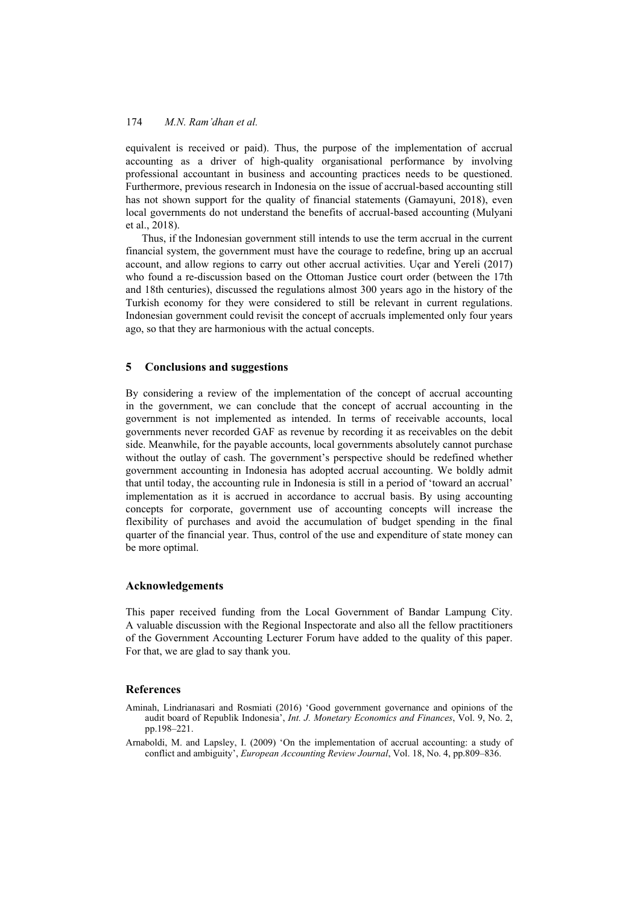equivalent is received or paid). Thus, the purpose of the implementation of accrual accounting as a driver of high-quality organisational performance by involving professional accountant in business and accounting practices needs to be questioned. Furthermore, previous research in Indonesia on the issue of accrual-based accounting still has not shown support for the quality of financial statements (Gamayuni, 2018), even local governments do not understand the benefits of accrual-based accounting (Mulyani et al., 2018).

Thus, if the Indonesian government still intends to use the term accrual in the current financial system, the government must have the courage to redefine, bring up an accrual account, and allow regions to carry out other accrual activities. Uçar and Yereli (2017) who found a re-discussion based on the Ottoman Justice court order (between the 17th and 18th centuries), discussed the regulations almost 300 years ago in the history of the Turkish economy for they were considered to still be relevant in current regulations. Indonesian government could revisit the concept of accruals implemented only four years ago, so that they are harmonious with the actual concepts.

## 5 Conclusions and suggestions

By considering a review of the implementation of the concept of accrual accounting in the government, we can conclude that the concept of accrual accounting in the government is not implemented as intended. In terms of receivable accounts, local governments never recorded GAF as revenue by recording it as receivables on the debit side. Meanwhile, for the payable accounts, local governments absolutely cannot purchase without the outlay of cash. The government's perspective should be redefined whether government accounting in Indonesia has adopted accrual accounting. We boldly admit that until today, the accounting rule in Indonesia is still in a period of 'toward an accrual' implementation as it is accrued in accordance to accrual basis. By using accounting concepts for corporate, government use of accounting concepts will increase the flexibility of purchases and avoid the accumulation of budget spending in the final quarter of the financial year. Thus, control of the use and expenditure of state money can be more optimal.

## Acknowledgements

This paper received funding from the Local Government of Bandar Lampung City. A valuable discussion with the Regional Inspectorate and also all the fellow practitioners of the Government Accounting Lecturer Forum have added to the quality of this paper. For that, we are glad to say thank you.

## References

Aminah, Lindrianasari and Rosmiati (2016) 'Good government governance and opinions of the audit board of Republik Indonesia', *Int. J. Monetary Economics and Finances*, Vol. 9, No. 2, pp.198–221.

Arnaboldi, M. and Lapsley, I. (2009) 'On the implementation of accrual accounting: a study of conflict and ambiguity', *European Accounting Review Journal*, Vol. 18, No. 4, pp.809–836.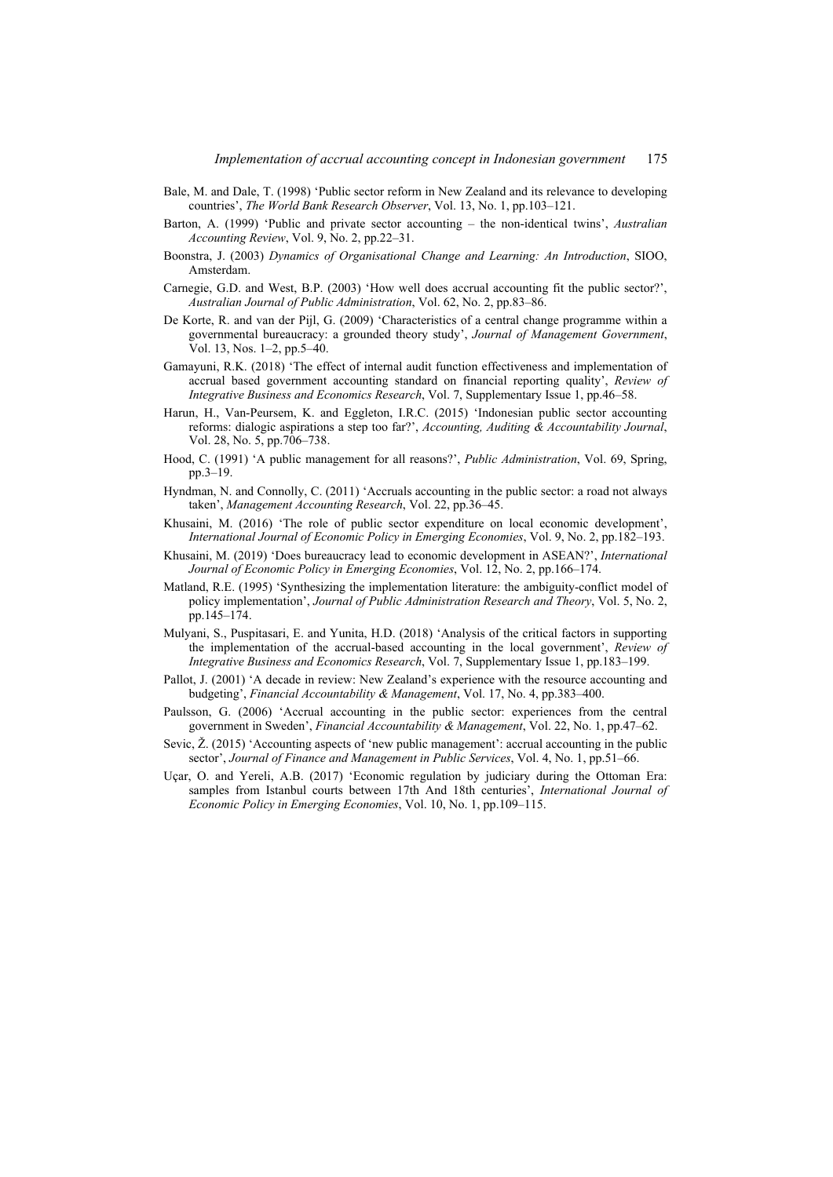Bale, M. and Dale, T. (1998) 'Public sector reform in New Zealand and its relevance to developing countries', *The World Bank Research Observer*, Vol. 13, No. 1, pp.103–121.

Barton, A. (1999) 'Public and private sector accounting – the non-identical twins', *Australian Accounting Review*, Vol. 9, No. 2, pp.22–31.

Boonstra, J. (2003) *Dynamics of Organisational Change and Learning: An Introduction*, SIOO, Amsterdam.

Carnegie, G.D. and West, B.P. (2003) 'How well does accrual accounting fit the public sector?', *Australian Journal of Public Administration*, Vol. 62, No. 2, pp.83–86.

De Korte, R. and van der Pijl, G. (2009) 'Characteristics of a central change programme within a governmental bureaucracy: a grounded theory study', *Journal of Management Government*, Vol. 13, Nos. 1–2, pp.5–40.

Gamayuni, R.K. (2018) 'The effect of internal audit function effectiveness and implementation of accrual based government accounting standard on financial reporting quality', *Review of Integrative Business and Economics Research*, Vol. 7, Supplementary Issue 1, pp.46–58.

Harun, H., Van-Peursem, K. and Eggleton, I.R.C. (2015) 'Indonesian public sector accounting reforms: dialogic aspirations a step too far?', *Accounting, Auditing & Accountability Journal*, Vol. 28, No. 5, pp.706–738.

Hood, C. (1991) 'A public management for all reasons?', *Public Administration*, Vol. 69, Spring, pp.3–19.

Hyndman, N. and Connolly, C. (2011) 'Accruals accounting in the public sector: a road not always taken', *Management Accounting Research*, Vol. 22, pp.36–45.

Khusaini, M. (2016) 'The role of public sector expenditure on local economic development', *International Journal of Economic Policy in Emerging Economies*, Vol. 9, No. 2, pp.182–193.

Khusaini, M. (2019) 'Does bureaucracy lead to economic development in ASEAN?', *International Journal of Economic Policy in Emerging Economies*, Vol. 12, No. 2, pp.166–174.

Matland, R.E. (1995) 'Synthesizing the implementation literature: the ambiguity-conflict model of policy implementation', *Journal of Public Administration Research and Theory*, Vol. 5, No. 2, pp.145–174.

Mulyani, S., Puspitasari, E. and Yunita, H.D. (2018) 'Analysis of the critical factors in supporting the implementation of the accrual-based accounting in the local government', *Review of Integrative Business and Economics Research*, Vol. 7, Supplementary Issue 1, pp.183–199.

Pallot, J. (2001) 'A decade in review: New Zealand's experience with the resource accounting and budgeting', *Financial Accountability & Management*, Vol. 17, No. 4, pp.383–400.

Paulsson, G. (2006) 'Accrual accounting in the public sector: experiences from the central government in Sweden', *Financial Accountability & Management*, Vol. 22, No. 1, pp.47–62.

Sevic, Ž. (2015) 'Accounting aspects of 'new public management': accrual accounting in the public sector', *Journal of Finance and Management in Public Services*, Vol. 4, No. 1, pp.51–66.

Uçar, O. and Yereli, A.B. (2017) 'Economic regulation by judiciary during the Ottoman Era: samples from Istanbul courts between 17th And 18th centuries', *International Journal of Economic Policy in Emerging Economies*, Vol. 10, No. 1, pp.109–115.